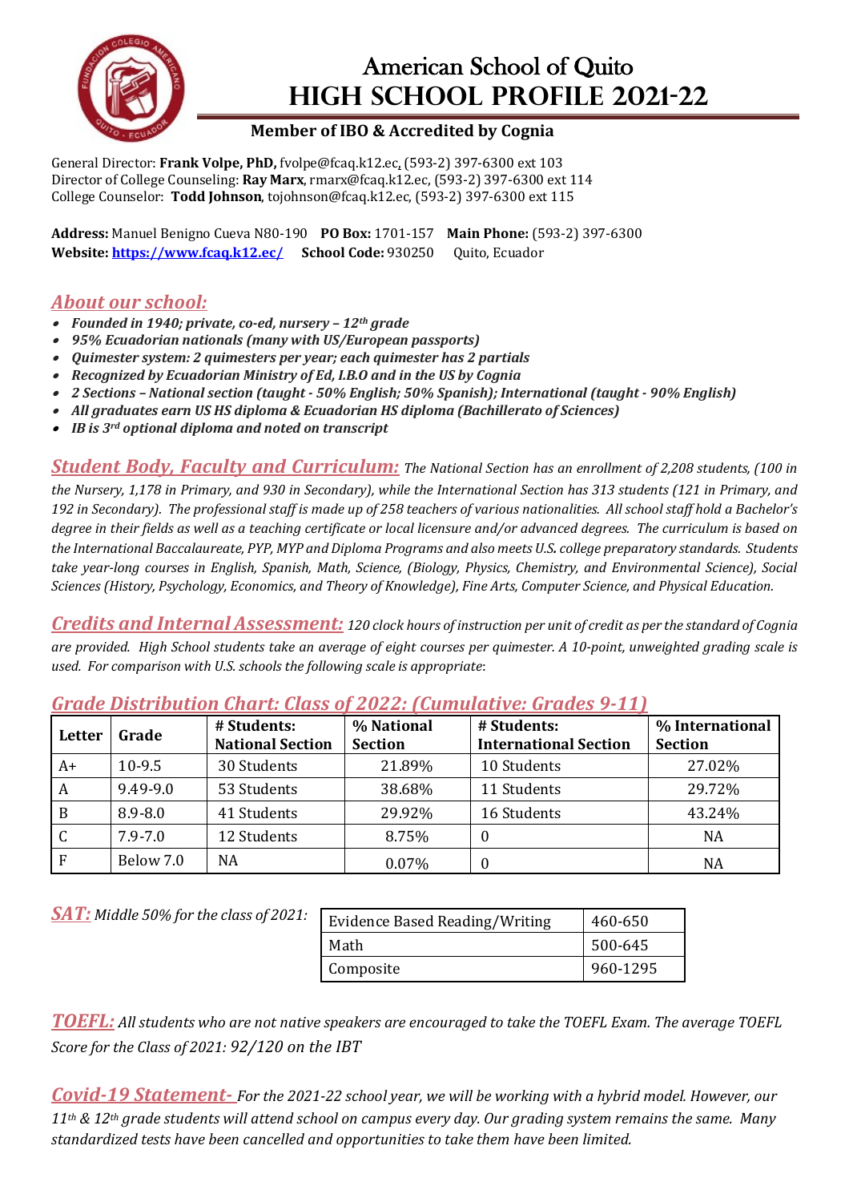# American School of Quito
# HIGH SCHOOL PROFILE 2021-22

**Member of IBO & Accredited by Cognia**

General Director: **Frank Volpe, PhD,** fvolpe@fcaq.k12.ec, (593-2) 397-6300 ext 103
Director of College Counseling: **Ray Marx**, rmarx@fcaq.k12.ec, (593-2) 397-6300 ext 114
College Counselor: **Todd Johnson**, tojohnson@fcaq.k12.ec, (593-2) 397-6300 ext 115

**Address:** Manuel Benigno Cueva N80-190 **PO Box:** 1701-157 **Main Phone:** (593-2) 397-6300
**Website:** **https://www.fcaq.k12.ec/** **School Code:** 930250 Quito, Ecuador

## *About our school:*

- ***Founded in 1940; private, co-ed, nursery – 12th grade***
- ***95% Ecuadorian nationals (many with US/European passports)***
- ***Quimester system: 2 quimesters per year; each quimester has 2 partials***
- ***Recognized by Ecuadorian Ministry of Ed, I.B.O and in the US by Cognia***
- ***2 Sections – National section (taught - 50% English; 50% Spanish); International (taught - 90% English)***
- ***All graduates earn US HS diploma & Ecuadorian HS diploma (Bachillerato of Sciences)***
- ***IB is 3rd optional diploma and noted on transcript***

***Student Body, Faculty and Curriculum:*** *The National Section has an enrollment of 2,208 students, (100 in the Nursery, 1,178 in Primary, and 930 in Secondary), while the International Section has 313 students (121 in Primary, and 192 in Secondary). The professional staff is made up of 258 teachers of various nationalities. All school staff hold a Bachelor's degree in their fields as well as a teaching certificate or local licensure and/or advanced degrees. The curriculum is based on the International Baccalaureate, PYP, MYP and Diploma Programs and also meets U.S. college preparatory standards. Students take year-long courses in English, Spanish, Math, Science, (Biology, Physics, Chemistry, and Environmental Science), Social Sciences (History, Psychology, Economics, and Theory of Knowledge), Fine Arts, Computer Science, and Physical Education.*

***Credits and Internal Assessment:*** *120 clock hours of instruction per unit of credit as per the standard of Cognia are provided. High School students take an average of eight courses per quimester. A 10-point, unweighted grading scale is used. For comparison with U.S. schools the following scale is appropriate*:

## *Grade Distribution Chart: Class of 2022: (Cumulative: Grades 9-11)*

| Letter | Grade | # Students: National Section | % National Section | # Students: International Section | % International Section |
|---|---|---|---|---|---|
| A+ | 10-9.5 | 30 Students | 21.89% | 10 Students | 27.02% |
| A | 9.49-9.0 | 53 Students | 38.68% | 11 Students | 29.72% |
| B | 8.9-8.0 | 41 Students | 29.92% | 16 Students | 43.24% |
| C | 7.9-7.0 | 12 Students | 8.75% | 0 | NA |
| F | Below 7.0 | NA | 0.07% | 0 | NA |

***SAT:*** *Middle 50% for the class of 2021:*

| Evidence Based Reading/Writing | 460-650 |
|---|---|
| Math | 500-645 |
| Composite | 960-1295 |

***TOEFL:*** *All students who are not native speakers are encouraged to take the TOEFL Exam. The average TOEFL Score for the Class of 2021: 92/120 on the IBT*

***Covid-19 Statement-*** *For the 2021-22 school year, we will be working with a hybrid model. However, our 11th & 12th grade students will attend school on campus every day. Our grading system remains the same. Many standardized tests have been cancelled and opportunities to take them have been limited.*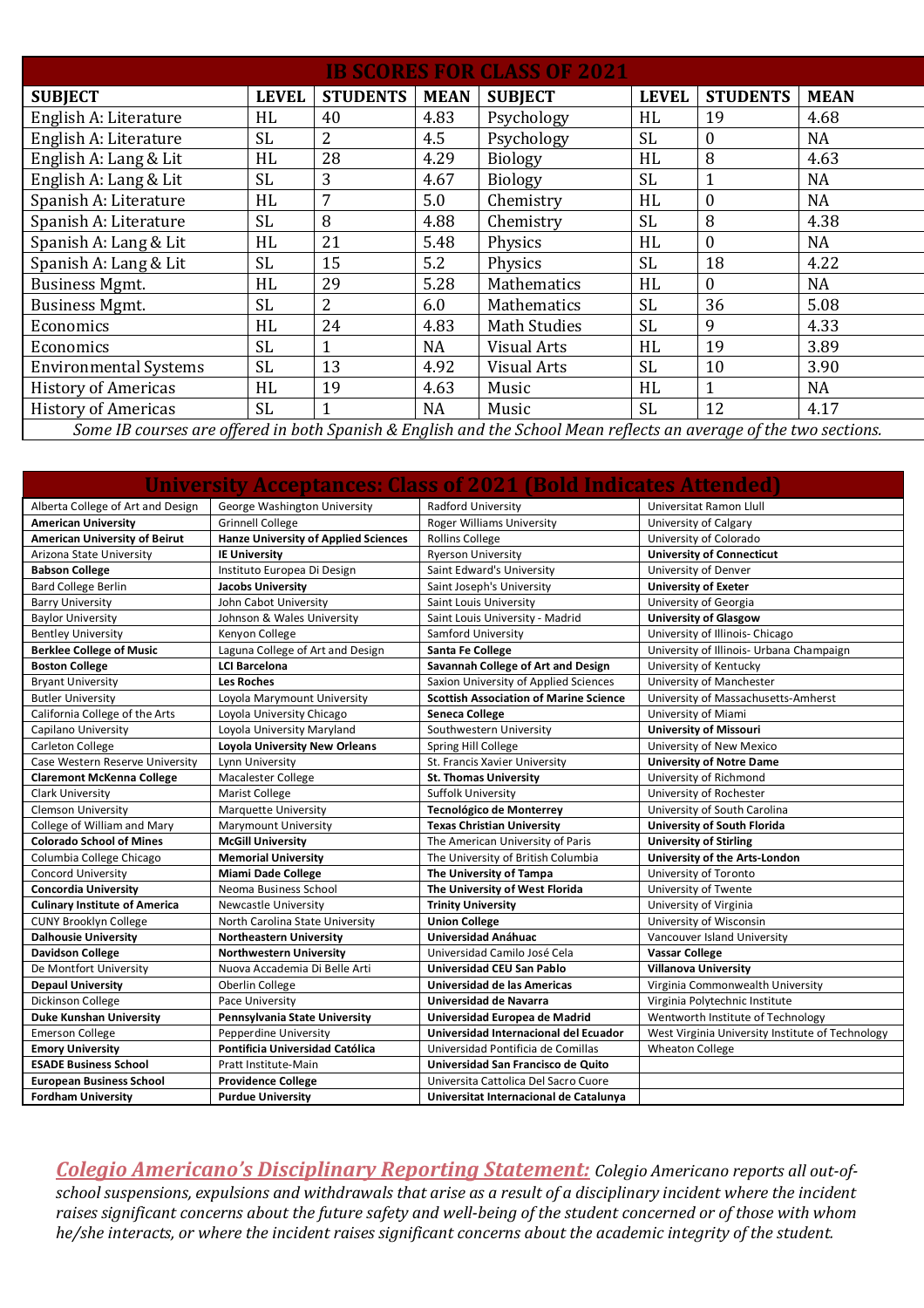## IB SCORES FOR CLASS OF 2021

| SUBJECT | LEVEL | STUDENTS | MEAN | SUBJECT | LEVEL | STUDENTS | MEAN |
|---|---|---|---|---|---|---|---|
| English A: Literature | HL | 40 | 4.83 | Psychology | HL | 19 | 4.68 |
| English A: Literature | SL | 2 | 4.5 | Psychology | SL | 0 | NA |
| English A: Lang & Lit | HL | 28 | 4.29 | Biology | HL | 8 | 4.63 |
| English A: Lang & Lit | SL | 3 | 4.67 | Biology | SL | 1 | NA |
| Spanish A: Literature | HL | 7 | 5.0 | Chemistry | HL | 0 | NA |
| Spanish A: Literature | SL | 8 | 4.88 | Chemistry | SL | 8 | 4.38 |
| Spanish A: Lang & Lit | HL | 21 | 5.48 | Physics | HL | 0 | NA |
| Spanish A: Lang & Lit | SL | 15 | 5.2 | Physics | SL | 18 | 4.22 |
| Business Mgmt. | HL | 29 | 5.28 | Mathematics | HL | 0 | NA |
| Business Mgmt. | SL | 2 | 6.0 | Mathematics | SL | 36 | 5.08 |
| Economics | HL | 24 | 4.83 | Math Studies | SL | 9 | 4.33 |
| Economics | SL | 1 | NA | Visual Arts | HL | 19 | 3.89 |
| Environmental Systems | SL | 13 | 4.92 | Visual Arts | SL | 10 | 3.90 |
| History of Americas | HL | 19 | 4.63 | Music | HL | 1 | NA |
| History of Americas | SL | 1 | NA | Music | SL | 12 | 4.17 |

*Some IB courses are offered in both Spanish & English and the School Mean reflects an average of the two sections.*

## University Acceptances: Class of 2021 (Bold Indicates Attended)

| | | | |
|---|---|---|---|
| Alberta College of Art and Design | George Washington University | Radford University | Universitat Ramon Llull |
| **American University** | Grinnell College | Roger Williams University | University of Calgary |
| **American University of Beirut** | **Hanze University of Applied Sciences** | Rollins College | University of Colorado |
| Arizona State University | **IE University** | Ryerson University | **University of Connecticut** |
| **Babson College** | Instituto Europea Di Design | Saint Edward's University | University of Denver |
| Bard College Berlin | **Jacobs University** | Saint Joseph's University | **University of Exeter** |
| Barry University | John Cabot University | Saint Louis University | University of Georgia |
| Baylor University | Johnson & Wales University | Saint Louis University - Madrid | **University of Glasgow** |
| Bentley University | Kenyon College | Samford University | University of Illinois- Chicago |
| **Berklee College of Music** | Laguna College of Art and Design | **Santa Fe College** | University of Illinois- Urbana Champaign |
| **Boston College** | **LCI Barcelona** | **Savannah College of Art and Design** | University of Kentucky |
| Bryant University | **Les Roches** | Saxion University of Applied Sciences | University of Manchester |
| Butler University | Loyola Marymount University | **Scottish Association of Marine Science** | University of Massachusetts-Amherst |
| California College of the Arts | Loyola University Chicago | **Seneca College** | University of Miami |
| Capilano University | Loyola University Maryland | Southwestern University | **University of Missouri** |
| Carleton College | **Loyola University New Orleans** | Spring Hill College | University of New Mexico |
| Case Western Reserve University | Lynn University | St. Francis Xavier University | **University of Notre Dame** |
| **Claremont McKenna College** | Macalester College | **St. Thomas University** | University of Richmond |
| Clark University | Marist College | Suffolk University | University of Rochester |
| Clemson University | Marquette University | **Tecnológico de Monterrey** | University of South Carolina |
| College of William and Mary | Marymount University | **Texas Christian University** | **University of South Florida** |
| **Colorado School of Mines** | **McGill University** | The American University of Paris | **University of Stirling** |
| Columbia College Chicago | **Memorial University** | The University of British Columbia | **University of the Arts-London** |
| Concord University | **Miami Dade College** | **The University of Tampa** | University of Toronto |
| **Concordia University** | Neoma Business School | **The University of West Florida** | University of Twente |
| **Culinary Institute of America** | Newcastle University | **Trinity University** | University of Virginia |
| CUNY Brooklyn College | North Carolina State University | **Union College** | University of Wisconsin |
| **Dalhousie University** | **Northeastern University** | **Universidad Anáhuac** | Vancouver Island University |
| **Davidson College** | **Northwestern University** | Universidad Camilo José Cela | **Vassar College** |
| De Montfort University | Nuova Accademia Di Belle Arti | **Universidad CEU San Pablo** | **Villanova University** |
| **Depaul University** | Oberlin College | **Universidad de las Americas** | Virginia Commonwealth University |
| Dickinson College | Pace University | **Universidad de Navarra** | Virginia Polytechnic Institute |
| **Duke Kunshan University** | **Pennsylvania State University** | **Universidad Europea de Madrid** | Wentworth Institute of Technology |
| Emerson College | Pepperdine University | **Universidad Internacional del Ecuador** | West Virginia University Institute of Technology |
| **Emory University** | **Pontificia Universidad Católica** | Universidad Pontificia de Comillas | Wheaton College |
| **ESADE Business School** | Pratt Institute-Main | **Universidad San Francisco de Quito** | |
| **European Business School** | **Providence College** | Universita Cattolica Del Sacro Cuore | |
| **Fordham University** | **Purdue University** | **Universitat Internacional de Catalunya** | |

***Colegio Americano's Disciplinary Reporting Statement:*** *Colegio Americano reports all out-of-school suspensions, expulsions and withdrawals that arise as a result of a disciplinary incident where the incident raises significant concerns about the future safety and well-being of the student concerned or of those with whom he/she interacts, or where the incident raises significant concerns about the academic integrity of the student.*